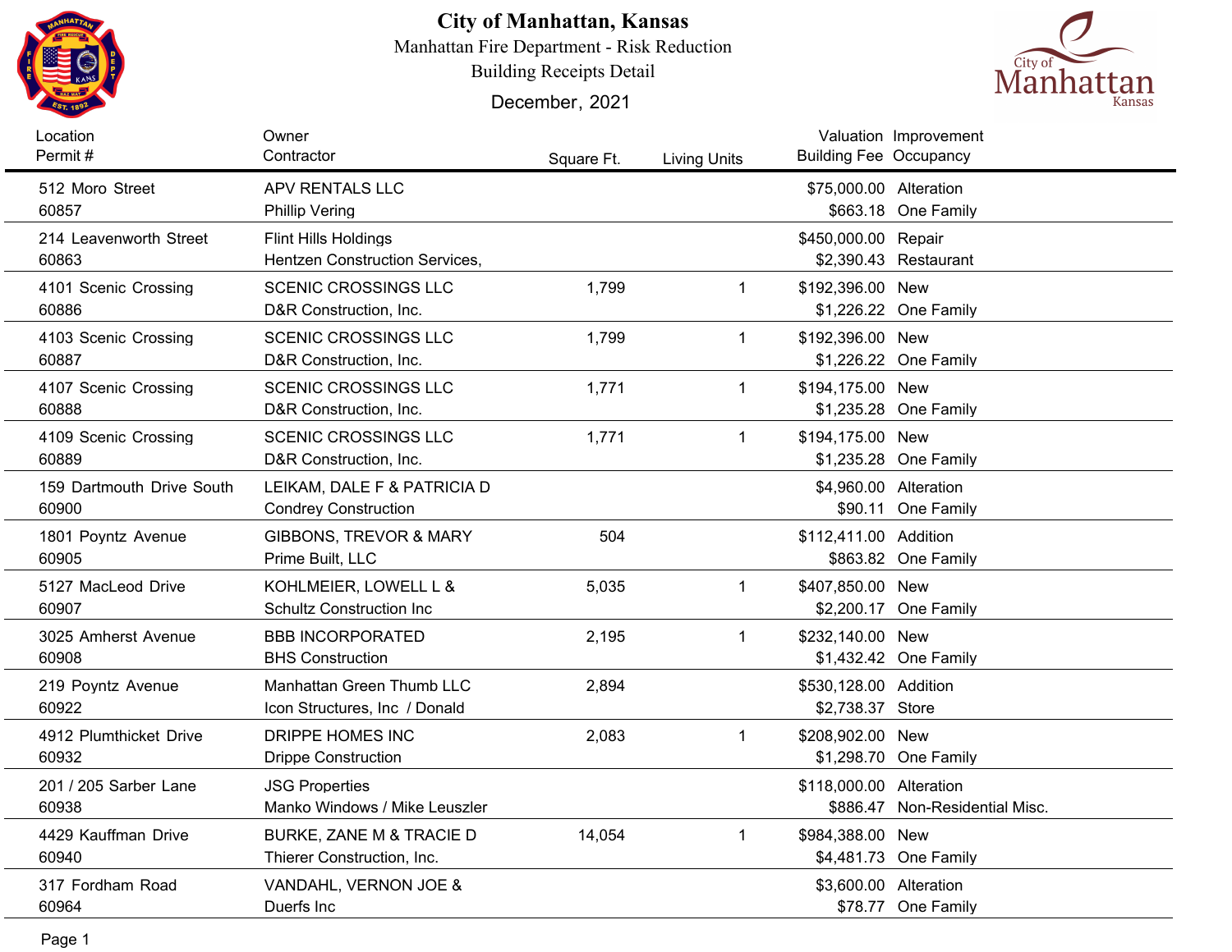# City of Manhattan, Kansas

Manhattan Fire Department - Risk Reduction

Building Receipts Detail

December, 2021

| Location<br>Permit # | Owner<br>Contractor | Square Ft. | Living Units | Valuation<br>Building Fee | Improvement<br>Occupancy |
|---|---|---|---|---|---|
| 512 Moro Street<br>60857 | APV RENTALS LLC<br>Phillip Vering | | | $75,000.00<br>$663.18 | Alteration<br>One Family |
| 214 Leavenworth Street<br>60863 | Flint Hills Holdings<br>Hentzen Construction Services, | | | $450,000.00<br>$2,390.43 | Repair<br>Restaurant |
| 4101 Scenic Crossing<br>60886 | SCENIC CROSSINGS LLC<br>D&R Construction, Inc. | 1,799 | 1 | $192,396.00<br>$1,226.22 | New<br>One Family |
| 4103 Scenic Crossing<br>60887 | SCENIC CROSSINGS LLC<br>D&R Construction, Inc. | 1,799 | 1 | $192,396.00<br>$1,226.22 | New<br>One Family |
| 4107 Scenic Crossing<br>60888 | SCENIC CROSSINGS LLC<br>D&R Construction, Inc. | 1,771 | 1 | $194,175.00<br>$1,235.28 | New<br>One Family |
| 4109 Scenic Crossing<br>60889 | SCENIC CROSSINGS LLC<br>D&R Construction, Inc. | 1,771 | 1 | $194,175.00<br>$1,235.28 | New<br>One Family |
| 159 Dartmouth Drive South<br>60900 | LEIKAM, DALE F & PATRICIA D<br>Condrey Construction | | | $4,960.00<br>$90.11 | Alteration<br>One Family |
| 1801 Poyntz Avenue<br>60905 | GIBBONS, TREVOR & MARY<br>Prime Built, LLC | 504 | | $112,411.00<br>$863.82 | Addition<br>One Family |
| 5127 MacLeod Drive<br>60907 | KOHLMEIER, LOWELL L &<br>Schultz Construction Inc | 5,035 | 1 | $407,850.00<br>$2,200.17 | New<br>One Family |
| 3025 Amherst Avenue<br>60908 | BBB INCORPORATED<br>BHS Construction | 2,195 | 1 | $232,140.00<br>$1,432.42 | New<br>One Family |
| 219 Poyntz Avenue<br>60922 | Manhattan Green Thumb LLC<br>Icon Structures, Inc / Donald | 2,894 | | $530,128.00<br>$2,738.37 | Addition<br>Store |
| 4912 Plumthicket Drive<br>60932 | DRIPPE HOMES INC<br>Drippe Construction | 2,083 | 1 | $208,902.00<br>$1,298.70 | New<br>One Family |
| 201 / 205 Sarber Lane<br>60938 | JSG Properties<br>Manko Windows / Mike Leuszler | | | $118,000.00<br>$886.47 | Alteration<br>Non-Residential Misc. |
| 4429 Kauffman Drive<br>60940 | BURKE, ZANE M & TRACIE D<br>Thierer Construction, Inc. | 14,054 | 1 | $984,388.00<br>$4,481.73 | New<br>One Family |
| 317 Fordham Road<br>60964 | VANDAHL, VERNON JOE &<br>Duerfs Inc | | | $3,600.00<br>$78.77 | Alteration<br>One Family |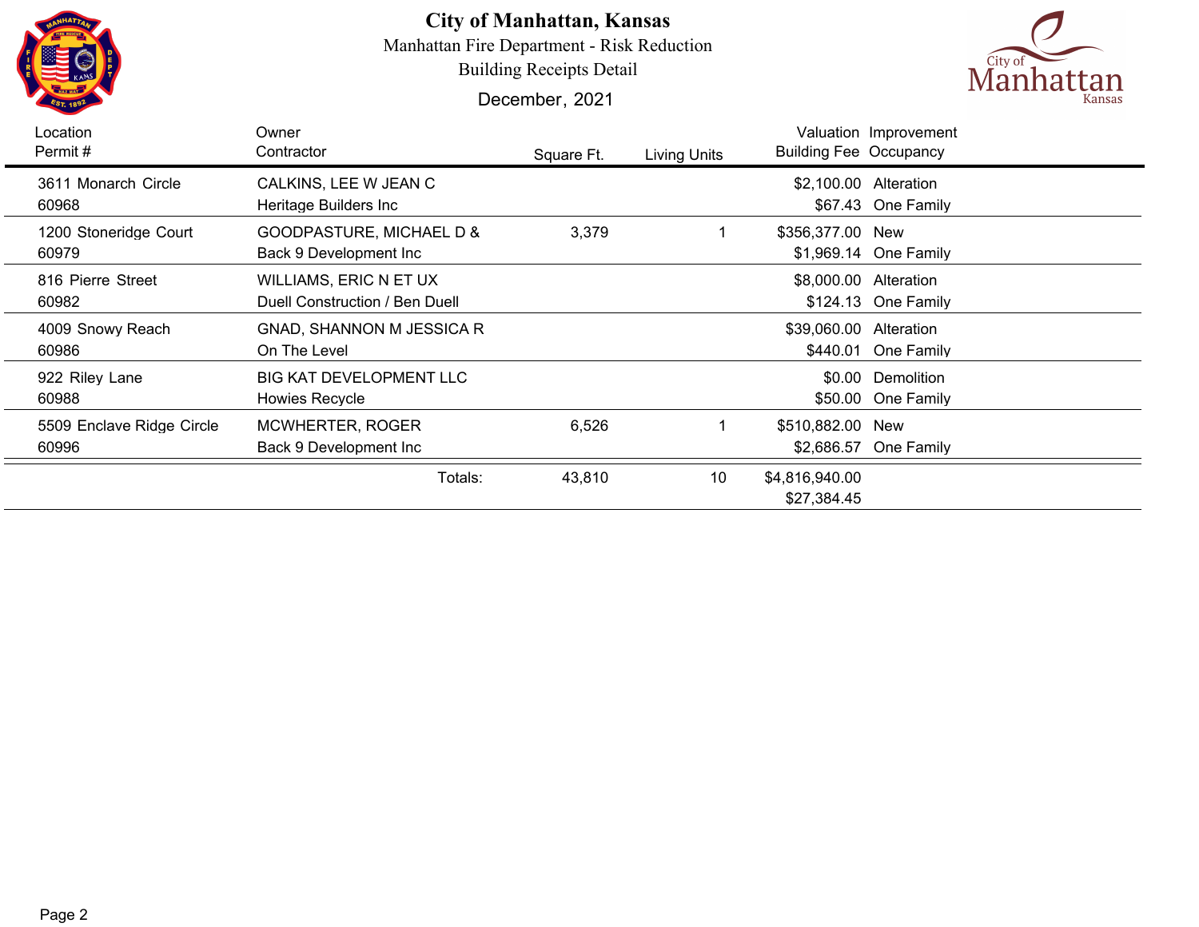# City of Manhattan, Kansas

Manhattan Fire Department - Risk Reduction

Building Receipts Detail

December, 2021

| Location<br>Permit # | Owner<br>Contractor | Square Ft. | Living Units | Valuation<br>Building Fee | Improvement<br>Occupancy |
|---|---|---|---|---|---|
| 3611 Monarch Circle<br>60968 | CALKINS, LEE W JEAN C<br>Heritage Builders Inc | | | $2,100.00<br>$67.43 | Alteration<br>One Family |
| 1200 Stoneridge Court<br>60979 | GOODPASTURE, MICHAEL D &<br>Back 9 Development Inc | 3,379 | 1 | $356,377.00<br>$1,969.14 | New<br>One Family |
| 816 Pierre Street<br>60982 | WILLIAMS, ERIC N ET UX<br>Duell Construction / Ben Duell | | | $8,000.00<br>$124.13 | Alteration<br>One Family |
| 4009 Snowy Reach<br>60986 | GNAD, SHANNON M JESSICA R<br>On The Level | | | $39,060.00<br>$440.01 | Alteration<br>One Family |
| 922 Riley Lane<br>60988 | BIG KAT DEVELOPMENT LLC<br>Howies Recycle | | | $0.00<br>$50.00 | Demolition<br>One Family |
| 5509 Enclave Ridge Circle<br>60996 | MCWHERTER, ROGER<br>Back 9 Development Inc | 6,526 | 1 | $510,882.00<br>$2,686.57 | New<br>One Family |
| | Totals: | 43,810 | 10 | $4,816,940.00<br>$27,384.45 | |